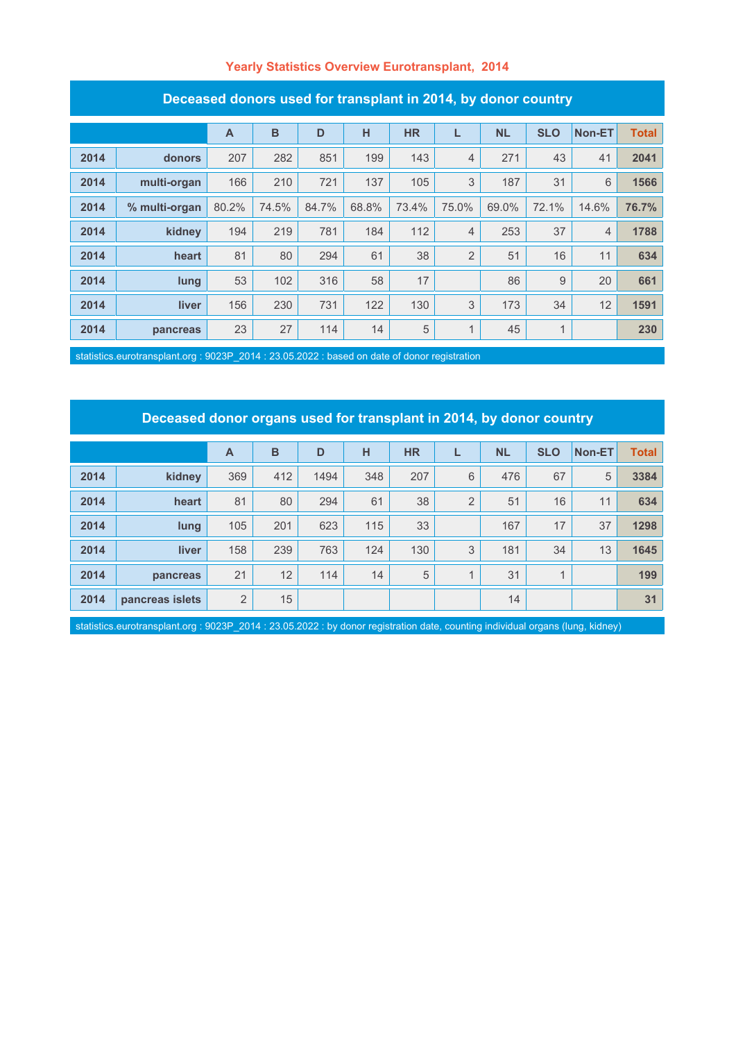# Yearly Statistics Overview Eurotransplant, 2014

## Deceased donors used for transplant in 2014, by donor country

| | | A | B | D | H | HR | L | NL | SLO | Non-ET | Total |
|---|---|---|---|---|---|---|---|---|---|---|---|
| 2014 | donors | 207 | 282 | 851 | 199 | 143 | 4 | 271 | 43 | 41 | 2041 |
| 2014 | multi-organ | 166 | 210 | 721 | 137 | 105 | 3 | 187 | 31 | 6 | 1566 |
| 2014 | % multi-organ | 80.2% | 74.5% | 84.7% | 68.8% | 73.4% | 75.0% | 69.0% | 72.1% | 14.6% | 76.7% |
| 2014 | kidney | 194 | 219 | 781 | 184 | 112 | 4 | 253 | 37 | 4 | 1788 |
| 2014 | heart | 81 | 80 | 294 | 61 | 38 | 2 | 51 | 16 | 11 | 634 |
| 2014 | lung | 53 | 102 | 316 | 58 | 17 | | 86 | 9 | 20 | 661 |
| 2014 | liver | 156 | 230 | 731 | 122 | 130 | 3 | 173 | 34 | 12 | 1591 |
| 2014 | pancreas | 23 | 27 | 114 | 14 | 5 | 1 | 45 | 1 | | 230 |

statistics.eurotransplant.org : 9023P_2014 : 23.05.2022 : based on date of donor registration

## Deceased donor organs used for transplant in 2014, by donor country

| | | A | B | D | H | HR | L | NL | SLO | Non-ET | Total |
|---|---|---|---|---|---|---|---|---|---|---|---|
| 2014 | kidney | 369 | 412 | 1494 | 348 | 207 | 6 | 476 | 67 | 5 | 3384 |
| 2014 | heart | 81 | 80 | 294 | 61 | 38 | 2 | 51 | 16 | 11 | 634 |
| 2014 | lung | 105 | 201 | 623 | 115 | 33 | | 167 | 17 | 37 | 1298 |
| 2014 | liver | 158 | 239 | 763 | 124 | 130 | 3 | 181 | 34 | 13 | 1645 |
| 2014 | pancreas | 21 | 12 | 114 | 14 | 5 | 1 | 31 | 1 | | 199 |
| 2014 | pancreas islets | 2 | 15 | | | | | 14 | | | 31 |

statistics.eurotransplant.org : 9023P_2014 : 23.05.2022 : by donor registration date, counting individual organs (lung, kidney)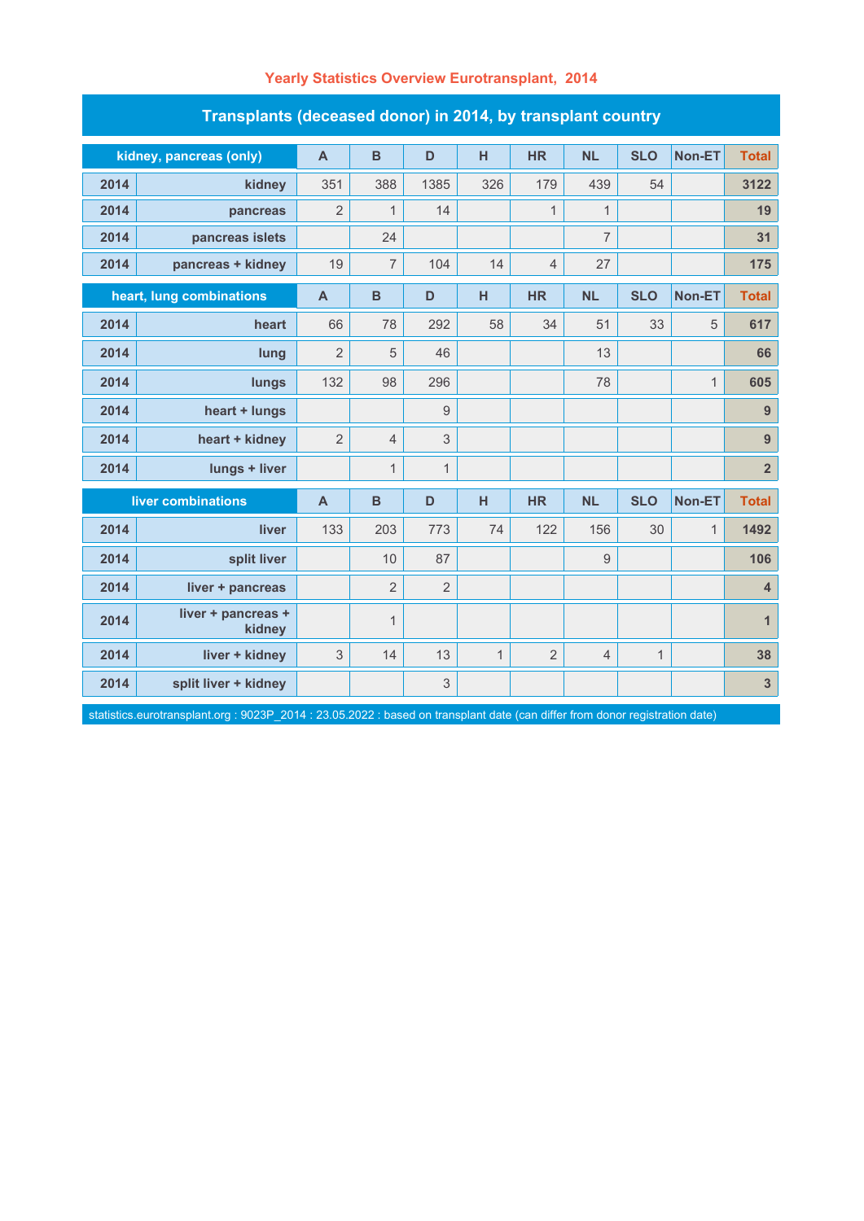## Yearly Statistics Overview Eurotransplant, 2014

### Transplants (deceased donor) in 2014, by transplant country

| kidney, pancreas (only) | | A | B | D | H | HR | NL | SLO | Non-ET | Total |
|---|---|---|---|---|---|---|---|---|---|---|
| 2014 | kidney | 351 | 388 | 1385 | 326 | 179 | 439 | 54 | | 3122 |
| 2014 | pancreas | 2 | 1 | 14 | | 1 | 1 | | | 19 |
| 2014 | pancreas islets | | 24 | | | | 7 | | | 31 |
| 2014 | pancreas + kidney | 19 | 7 | 104 | 14 | 4 | 27 | | | 175 |
| **heart, lung combinations** | | **A** | **B** | **D** | **H** | **HR** | **NL** | **SLO** | **Non-ET** | **Total** |
| 2014 | heart | 66 | 78 | 292 | 58 | 34 | 51 | 33 | 5 | 617 |
| 2014 | lung | 2 | 5 | 46 | | | 13 | | | 66 |
| 2014 | lungs | 132 | 98 | 296 | | | 78 | | 1 | 605 |
| 2014 | heart + lungs | | | 9 | | | | | | 9 |
| 2014 | heart + kidney | 2 | 4 | 3 | | | | | | 9 |
| 2014 | lungs + liver | | 1 | 1 | | | | | | 2 |
| **liver combinations** | | **A** | **B** | **D** | **H** | **HR** | **NL** | **SLO** | **Non-ET** | **Total** |
| 2014 | liver | 133 | 203 | 773 | 74 | 122 | 156 | 30 | 1 | 1492 |
| 2014 | split liver | | 10 | 87 | | | 9 | | | 106 |
| 2014 | liver + pancreas | | 2 | 2 | | | | | | 4 |
| 2014 | liver + pancreas + kidney | | 1 | | | | | | | 1 |
| 2014 | liver + kidney | 3 | 14 | 13 | 1 | 2 | 4 | 1 | | 38 |
| 2014 | split liver + kidney | | | 3 | | | | | | 3 |

statistics.eurotransplant.org : 9023P_2014 : 23.05.2022 : based on transplant date (can differ from donor registration date)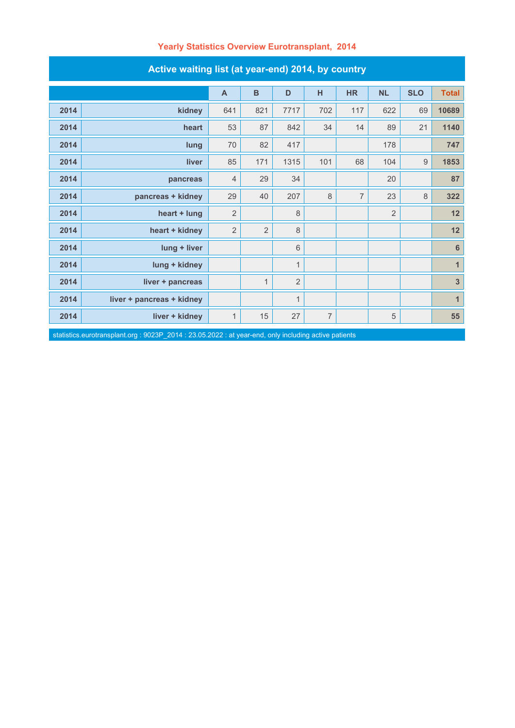## Yearly Statistics Overview Eurotransplant, 2014

### Active waiting list (at year-end) 2014, by country

| | | A | B | D | H | HR | NL | SLO | Total |
|---|---|---|---|---|---|---|---|---|---|
| 2014 | kidney | 641 | 821 | 7717 | 702 | 117 | 622 | 69 | 10689 |
| 2014 | heart | 53 | 87 | 842 | 34 | 14 | 89 | 21 | 1140 |
| 2014 | lung | 70 | 82 | 417 | | | 178 | | 747 |
| 2014 | liver | 85 | 171 | 1315 | 101 | 68 | 104 | 9 | 1853 |
| 2014 | pancreas | 4 | 29 | 34 | | | 20 | | 87 |
| 2014 | pancreas + kidney | 29 | 40 | 207 | 8 | 7 | 23 | 8 | 322 |
| 2014 | heart + lung | 2 | | 8 | | | 2 | | 12 |
| 2014 | heart + kidney | 2 | 2 | 8 | | | | | 12 |
| 2014 | lung + liver | | | 6 | | | | | 6 |
| 2014 | lung + kidney | | | 1 | | | | | 1 |
| 2014 | liver + pancreas | | 1 | 2 | | | | | 3 |
| 2014 | liver + pancreas + kidney | | | 1 | | | | | 1 |
| 2014 | liver + kidney | 1 | 15 | 27 | 7 | | 5 | | 55 |

statistics.eurotransplant.org : 9023P_2014 : 23.05.2022 : at year-end, only including active patients